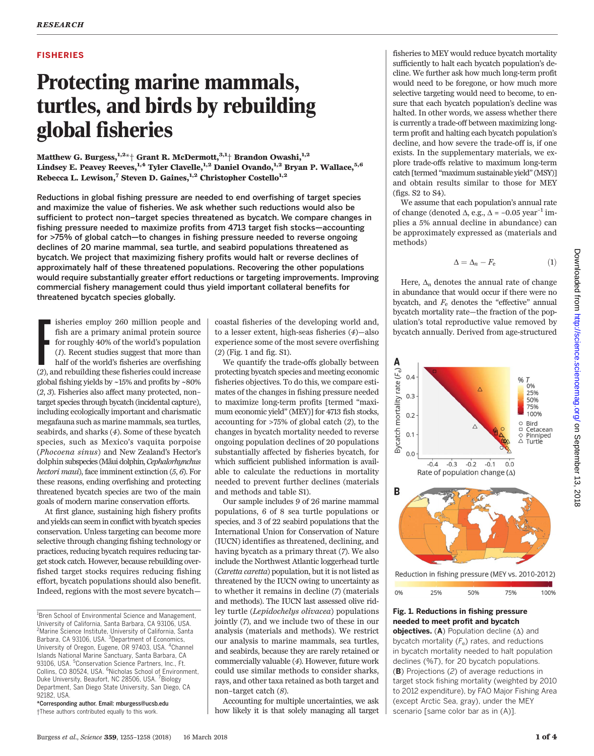FISHERIES

# Protecting marine mammals, turtles, and birds by rebuilding global fisheries

**Matthew G. Burgess,[1,2*†] Grant R. McDermott,[3,1†] Brandon Owashi,[1,2] Lindsey E. Peavey Reeves,[1,4] Tyler Clavelle,[1,2] Daniel Ovando,[1,2] Bryan P. Wallace,[5,6] Rebecca L. Lewison,[7] Steven D. Gaines,[1,2] Christopher Costello[1,2]**

**Reductions in global fishing pressure are needed to end overfishing of target species and maximize the value of fisheries. We ask whether such reductions would also be sufficient to protect non–target species threatened as bycatch. We compare changes in fishing pressure needed to maximize profits from 4713 target fish stocks—accounting for >75% of global catch—to changes in fishing pressure needed to reverse ongoing declines of 20 marine mammal, sea turtle, and seabird populations threatened as bycatch. We project that maximizing fishery profits would halt or reverse declines of approximately half of these threatened populations. Recovering the other populations would require substantially greater effort reductions or targeting improvements. Improving commercial fishery management could thus yield important collateral benefits for threatened bycatch species globally.**

Fisheries employ 260 million people and fish are a primary animal protein source for roughly 40% of the world's population (*1*). Recent studies suggest that more than half of the world's fisheries are overfishing (*2*), and rebuilding these fisheries could increase global fishing yields by ~15% and profits by ~80% (*2*, *3*). Fisheries also affect many protected, non–target species through bycatch (incidental capture), including ecologically important and charismatic megafauna such as marine mammals, sea turtles, seabirds, and sharks (*4*). Some of these bycatch species, such as Mexico's vaquita porpoise (*Phocoena sinus*) and New Zealand's Hector's dolphin subspecies (Māui dolphin, *Cephalorhynchus hectori maui*), face imminent extinction (*5*, *6*). For these reasons, ending overfishing and protecting threatened bycatch species are two of the main goals of modern marine conservation efforts.

At first glance, sustaining high fishery profits and yields can seem in conflict with bycatch species conservation. Unless targeting can become more selective through changing fishing technology or practices, reducing bycatch requires reducing target stock catch. However, because rebuilding overfished target stocks requires reducing fishing effort, bycatch populations should also benefit. Indeed, regions with the most severe bycatch—coastal fisheries of the developing world and, to a lesser extent, high-seas fisheries (*4*)—also experience some of the most severe overfishing (*2*) (Fig. 1 and fig. S1).

We quantify the trade-offs globally between protecting bycatch species and meeting economic fisheries objectives. To do this, we compare estimates of the changes in fishing pressure needed to maximize long-term profits [termed "maximum economic yield" (MEY)] for 4713 fish stocks, accounting for >75% of global catch (*2*), to the changes in bycatch mortality needed to reverse ongoing population declines of 20 populations substantially affected by fisheries bycatch, for which sufficient published information is available needed to calculate the reductions in mortality needed to prevent further declines (materials and methods and table S1).

Our sample includes 9 of 26 marine mammal populations, 6 of 8 sea turtle populations or species, and 3 of 22 seabird populations that the International Union for Conservation of Nature (IUCN) identifies as threatened, declining, and having bycatch as a primary threat (*7*). We also include the Northwest Atlantic loggerhead turtle (*Caretta caretta*) population, but it is not listed as threatened by the IUCN owing to uncertainty as to whether it remains in decline (*7*) (materials and methods). The IUCN last assessed olive ridley turtle (*Lepidochelys olivacea*) populations jointly (*7*), and we include two of these in our analysis (materials and methods). We restrict our analysis to marine mammals, sea turtles, and seabirds, because they are rarely retained or commercially valuable (*4*). However, future work could use similar methods to consider sharks, rays, and other taxa retained as both target and non–target catch (*8*).

Accounting for multiple uncertainties, we ask how likely it is that solely managing all target fisheries to MEY would reduce bycatch mortality sufficiently to halt each bycatch population's decline. We further ask how much long-term profit would need to be foregone, or how much more selective targeting would need to become, to ensure that each population's decline was halted. In other words, we assess whether there is currently a trade-off between maximizing long-term profit and halting each bycatch population's decline, and how severe the trade-off is, if one exists. In the supplementary materials, we explore trade-offs relative to maximum long-term catch [termed "maximum sustainable yield" (MSY)] and obtain results similar to those for MEY (figs. S2 to S4).

We assume that each population's annual rate of change (denoted $\Delta$, e.g., $\Delta = -0.05$ year$^{-1}$ implies a 5% annual decline in abundance) can be approximately expressed as (materials and methods)

$$\Delta = \Delta_n - F_e \qquad (1)$$

Here, $\Delta_n$ denotes the annual rate of change in abundance that would occur if there were no bycatch, and $F_e$ denotes the "effective" annual bycatch mortality rate—the fraction of the population's total reproductive value removed by bycatch annually. Derived from age-structured

**Fig. 1. Reductions in fishing pressure needed to meet profit and bycatch objectives.** (**A**) Population decline ($\Delta$) and bycatch mortality ($F_e$) rates, and reductions in bycatch mortality needed to halt population declines (%*T*), for 20 bycatch populations. (**B**) Projections (*2*) of average reductions in target stock fishing mortality (weighted by 2010 to 2012 expenditure), by FAO Major Fishing Area (except Arctic Sea, gray), under the MEY scenario [same color bar as in (A)].

[1]Bren School of Environmental Science and Management, University of California, Santa Barbara, CA 93106, USA. [2]Marine Science Institute, University of California, Santa Barbara, CA 93106, USA. [3]Department of Economics, University of Oregon, Eugene, OR 97403, USA. [4]Channel Islands National Marine Sanctuary, Santa Barbara, CA 93106, USA. [5]Conservation Science Partners, Inc., Ft. Collins, CO 80524, USA. [6]Nicholas School of Environment, Duke University, Beaufort, NC 28506, USA. [7]Biology Department, San Diego State University, San Diego, CA 92182, USA.
*Corresponding author. Email: mburgess@ucsb.edu
†These authors contributed equally to this work.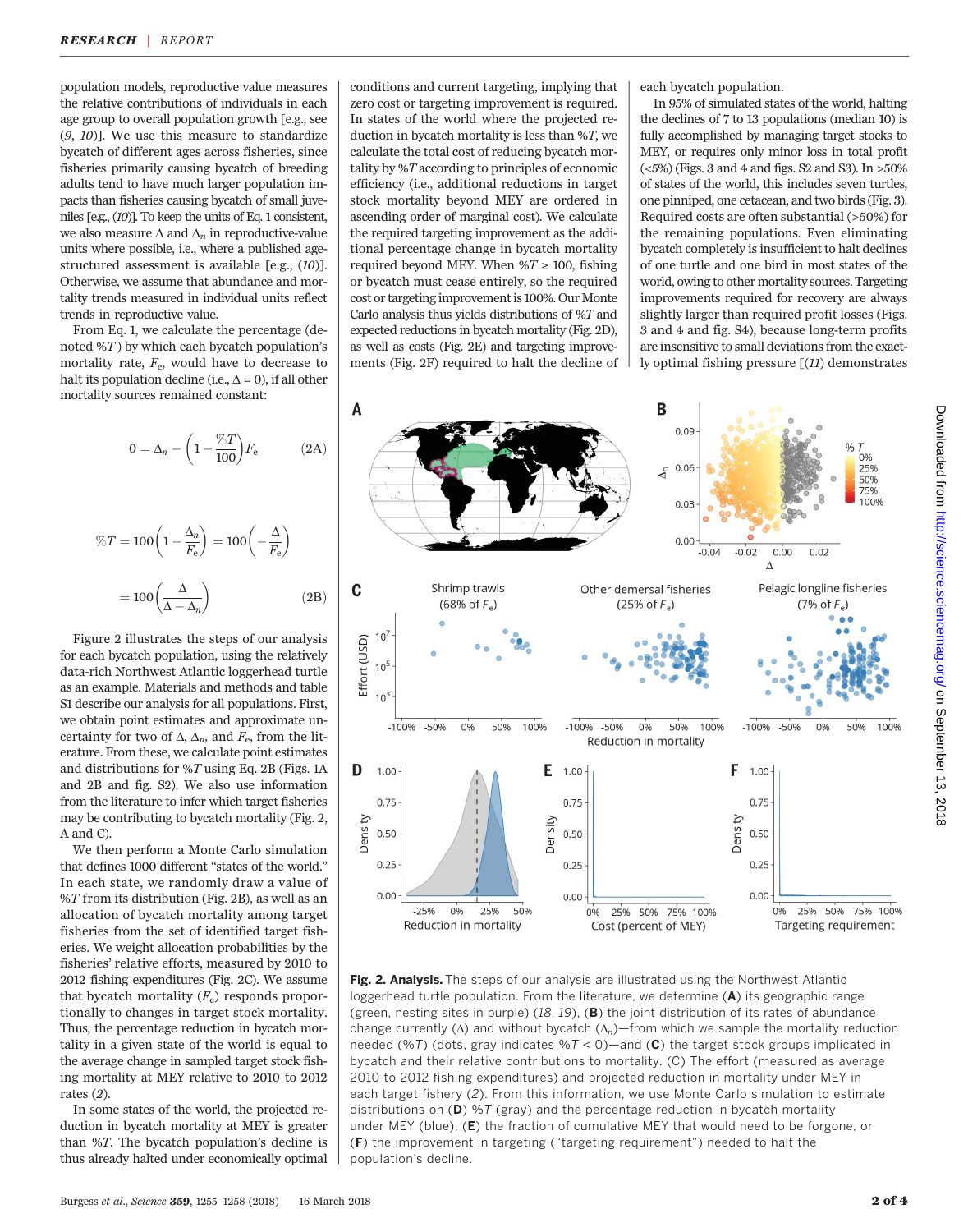population models, reproductive value measures the relative contributions of individuals in each age group to overall population growth [e.g., see (9, 10)]. We use this measure to standardize bycatch of different ages across fisheries, since fisheries primarily causing bycatch of breeding adults tend to have much larger population impacts than fisheries causing bycatch of small juveniles [e.g., (10)]. To keep the units of Eq. 1 consistent, we also measure $\Delta$ and $\Delta_n$ in reproductive-value units where possible, i.e., where a published age-structured assessment is available [e.g., (10)]. Otherwise, we assume that abundance and mortality trends measured in individual units reflect trends in reproductive value.

From Eq. 1, we calculate the percentage (denoted $\%T$) by which each bycatch population's mortality rate, $F_e$, would have to decrease to halt its population decline (i.e., $\Delta = 0$), if all other mortality sources remained constant:

$$0 = \Delta_n - \left(1 - \frac{\%T}{100}\right)F_e \tag{2A}$$

$$\%T = 100\left(1 - \frac{\Delta_n}{F_e}\right) = 100\left(-\frac{\Delta}{F_e}\right)$$

$$= 100\left(\frac{\Delta}{\Delta - \Delta_n}\right) \tag{2B}$$

Figure 2 illustrates the steps of our analysis for each bycatch population, using the relatively data-rich Northwest Atlantic loggerhead turtle as an example. Materials and methods and table S1 describe our analysis for all populations. First, we obtain point estimates and approximate uncertainty for two of $\Delta$, $\Delta_n$, and $F_e$, from the literature. From these, we calculate point estimates and distributions for $\%T$ using Eq. 2B (Figs. 1A and 2B and fig. S2). We also use information from the literature to infer which target fisheries may be contributing to bycatch mortality (Fig. 2, A and C).

We then perform a Monte Carlo simulation that defines 1000 different "states of the world." In each state, we randomly draw a value of $\%T$ from its distribution (Fig. 2B), as well as an allocation of bycatch mortality among target fisheries from the set of identified target fisheries. We weight allocation probabilities by the fisheries' relative efforts, measured by 2010 to 2012 fishing expenditures (Fig. 2C). We assume that bycatch mortality ($F_e$) responds proportionally to changes in target stock mortality. Thus, the percentage reduction in bycatch mortality in a given state of the world is equal to the average change in sampled target stock fishing mortality at MEY relative to 2010 to 2012 rates (2).

In some states of the world, the projected reduction in bycatch mortality at MEY is greater than $\%T$. The bycatch population's decline is thus already halted under economically optimal conditions and current targeting, implying that zero cost or targeting improvement is required. In states of the world where the projected reduction in bycatch mortality is less than $\%T$, we calculate the total cost of reducing bycatch mortality by $\%T$ according to principles of economic efficiency (i.e., additional reductions in target stock mortality beyond MEY are ordered in ascending order of marginal cost). We calculate the required targeting improvement as the additional percentage change in bycatch mortality required beyond MEY. When $\%T \geq 100$, fishing or bycatch must cease entirely, so the required cost or targeting improvement is 100%. Our Monte Carlo analysis thus yields distributions of $\%T$ and expected reductions in bycatch mortality (Fig. 2D), as well as costs (Fig. 2E) and targeting improvements (Fig. 2F) required to halt the decline of each bycatch population.

In 95% of simulated states of the world, halting the declines of 7 to 13 populations (median 10) is fully accomplished by managing target stocks to MEY, or requires only minor loss in total profit (<5%) (Figs. 3 and 4 and figs. S2 and S3). In >50% of states of the world, this includes seven turtles, one pinniped, one cetacean, and two birds (Fig. 3). Required costs are often substantial (>50%) for the remaining populations. Even eliminating bycatch completely is insufficient to halt declines of one turtle and one bird in most states of the world, owing to other mortality sources. Targeting improvements required for recovery are always slightly larger than required profit losses (Figs. 3 and 4 and fig. S4), because long-term profits are insensitive to small deviations from the exactly optimal fishing pressure [(11) demonstrates

**Fig. 2. Analysis.** The steps of our analysis are illustrated using the Northwest Atlantic loggerhead turtle population. From the literature, we determine (**A**) its geographic range (green, nesting sites in purple) (18, 19), (**B**) the joint distribution of its rates of abundance change currently ($\Delta$) and without bycatch ($\Delta_n$)—from which we sample the mortality reduction needed ($\%T$) (dots, gray indicates $\%T < 0$)—and (**C**) the target stock groups implicated in bycatch and their relative contributions to mortality. (C) The effort (measured as average 2010 to 2012 fishing expenditures) and projected reduction in mortality under MEY in each target fishery (2). From this information, we use Monte Carlo simulation to estimate distributions on (**D**) $\%T$ (gray) and the percentage reduction in bycatch mortality under MEY (blue), (**E**) the fraction of cumulative MEY that would need to be forgone, or (**F**) the improvement in targeting ("targeting requirement") needed to halt the population's decline.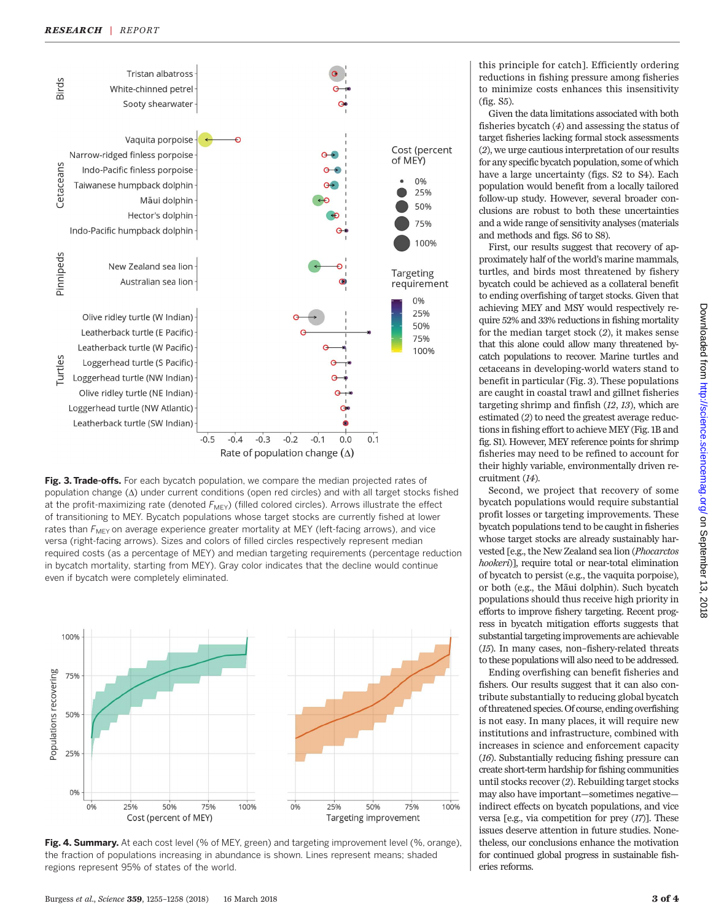**Fig. 3. Trade-offs.** For each bycatch population, we compare the median projected rates of population change (Δ) under current conditions (open red circles) and with all target stocks fished at the profit-maximizing rate (denoted $F_{MEY}$) (filled colored circles). Arrows illustrate the effect of transitioning to MEY. Bycatch populations whose target stocks are currently fished at lower rates than $F_{MEY}$ on average experience greater mortality at MEY (left-facing arrows), and vice versa (right-facing arrows). Sizes and colors of filled circles respectively represent median required costs (as a percentage of MEY) and median targeting requirements (percentage reduction in bycatch mortality, starting from MEY). Gray color indicates that the decline would continue even if bycatch were completely eliminated.

**Fig. 4. Summary.** At each cost level (% of MEY, green) and targeting improvement level (%, orange), the fraction of populations increasing in abundance is shown. Lines represent means; shaded regions represent 95% of states of the world.

this principle for catch]. Efficiently ordering reductions in fishing pressure among fisheries to minimize costs enhances this insensitivity (fig. S5).

Given the data limitations associated with both fisheries bycatch (*4*) and assessing the status of target fisheries lacking formal stock assessments (*2*), we urge cautious interpretation of our results for any specific bycatch population, some of which have a large uncertainty (figs. S2 to S4). Each population would benefit from a locally tailored follow-up study. However, several broader conclusions are robust to both these uncertainties and a wide range of sensitivity analyses (materials and methods and figs. S6 to S8).

First, our results suggest that recovery of approximately half of the world's marine mammals, turtles, and birds most threatened by fishery bycatch could be achieved as a collateral benefit to ending overfishing of target stocks. Given that achieving MEY and MSY would respectively require 52% and 33% reductions in fishing mortality for the median target stock (*2*), it makes sense that this alone could allow many threatened bycatch populations to recover. Marine turtles and cetaceans in developing-world waters stand to benefit in particular (Fig. 3). These populations are caught in coastal trawl and gillnet fisheries targeting shrimp and finfish (*12*, *13*), which are estimated (*2*) to need the greatest average reductions in fishing effort to achieve MEY (Fig. 1B and fig. S1). However, MEY reference points for shrimp fisheries may need to be refined to account for their highly variable, environmentally driven recruitment (*14*).

Second, we project that recovery of some bycatch populations would require substantial profit losses or targeting improvements. These bycatch populations tend to be caught in fisheries whose target stocks are already sustainably harvested [e.g., the New Zealand sea lion (*Phocarctos hookeri*)], require total or near-total elimination of bycatch to persist (e.g., the vaquita porpoise), or both (e.g., the Māui dolphin). Such bycatch populations should thus receive high priority in efforts to improve fishery targeting. Recent progress in bycatch mitigation efforts suggests that substantial targeting improvements are achievable (*15*). In many cases, non–fishery-related threats to these populations will also need to be addressed.

Ending overfishing can benefit fisheries and fishers. Our results suggest that it can also contribute substantially to reducing global bycatch of threatened species. Of course, ending overfishing is not easy. In many places, it will require new institutions and infrastructure, combined with increases in science and enforcement capacity (*16*). Substantially reducing fishing pressure can create short-term hardship for fishing communities until stocks recover (*2*). Rebuilding target stocks may also have important—sometimes negative—indirect effects on bycatch populations, and vice versa [e.g., via competition for prey (*17*)]. These issues deserve attention in future studies. Nonetheless, our conclusions enhance the motivation for continued global progress in sustainable fisheries reforms.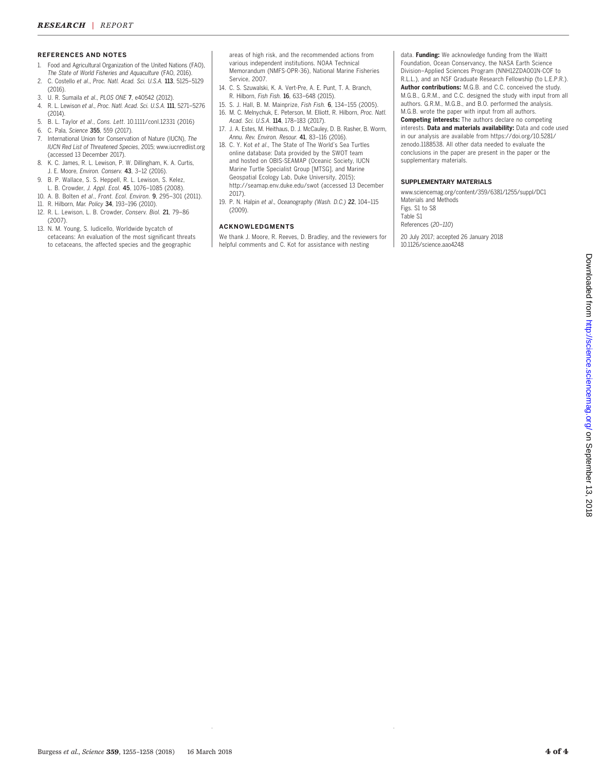## REFERENCES AND NOTES

1. Food and Agricultural Organization of the United Nations (FAO), *The State of World Fisheries and Aquaculture* (FAO, 2016).
2. C. Costello *et al*., *Proc. Natl. Acad. Sci. U.S.A.* **113**, 5125–5129 (2016).
3. U. R. Sumaila *et al*., *PLOS ONE* **7**, e40542 (2012).
4. R. L. Lewison *et al*., *Proc. Natl. Acad. Sci. U.S.A.* **111**, 5271–5276 (2014).
5. B. L. Taylor *et al*., *Cons. Lett*. 10.1111/conl.12331 (2016)
6. C. Pala, *Science* **355**, 559 (2017).
7. International Union for Conservation of Nature (IUCN), *The IUCN Red List of Threatened Species*, 2015; www.iucnredlist.org (accessed 13 December 2017).
8. K. C. James, R. L. Lewison, P. W. Dillingham, K. A. Curtis, J. E. Moore, *Environ. Conserv.* **43**, 3–12 (2016).
9. B. P. Wallace, S. S. Heppell, R. L. Lewison, S. Kelez, L. B. Crowder, *J. Appl. Ecol.* **45**, 1076–1085 (2008).
10. A. B. Bolten *et al*., *Front. Ecol. Environ.* **9**, 295–301 (2011).
11. R. Hilborn, *Mar. Policy* **34**, 193–196 (2010).
12. R. L. Lewison, L. B. Crowder, *Conserv. Biol.* **21**, 79–86 (2007).
13. N. M. Young, S. Iudicello, Worldwide bycatch of cetaceans: An evaluation of the most significant threats to cetaceans, the affected species and the geographic areas of high risk, and the recommended actions from various independent institutions. NOAA Technical Memorandum (NMFS-OPR-36), National Marine Fisheries Service, 2007.
14. C. S. Szuwalski, K. A. Vert-Pre, A. E. Punt, T. A. Branch, R. Hilborn, *Fish Fish.* **16**, 633–648 (2015).
15. S. J. Hall, B. M. Mainprize, *Fish Fish.* **6**, 134–155 (2005).
16. M. C. Melnychuk, E. Peterson, M. Elliott, R. Hilborn, *Proc. Natl. Acad. Sci. U.S.A.* **114**, 178–183 (2017).
17. J. A. Estes, M. Heithaus, D. J. McCauley, D. B. Rasher, B. Worm, *Annu. Rev. Environ. Resour.* **41**, 83–116 (2016).
18. C. Y. Kot *et al*., The State of The World's Sea Turtles online database: Data provided by the SWOT team and hosted on OBIS-SEAMAP (Oceanic Society, IUCN Marine Turtle Specialist Group [MTSG], and Marine Geospatial Ecology Lab, Duke University, 2015); http://seamap.env.duke.edu/swot (accessed 13 December 2017).
19. P. N. Halpin *et al*., *Oceanography (Wash. D.C.)* **22**, 104–115 (2009).

## ACKNOWLEDGMENTS

We thank J. Moore, R. Reeves, D. Bradley, and the reviewers for helpful comments and C. Kot for assistance with nesting data. **Funding:** We acknowledge funding from the Waitt Foundation, Ocean Conservancy, the NASA Earth Science Division–Applied Sciences Program (NNH12ZDA001N-COF to R.L.L.), and an NSF Graduate Research Fellowship (to L.E.P.R.). **Author contributions:** M.G.B. and C.C. conceived the study. M.G.B., G.R.M., and C.C. designed the study with input from all authors. G.R.M., M.G.B., and B.O. performed the analysis. M.G.B. wrote the paper with input from all authors. **Competing interests:** The authors declare no competing interests. **Data and materials availability:** Data and code used in our analysis are available from https://doi.org/10.5281/zenodo.1188538. All other data needed to evaluate the conclusions in the paper are present in the paper or the supplementary materials.

## SUPPLEMENTARY MATERIALS

www.sciencemag.org/content/359/6381/1255/suppl/DC1
Materials and Methods
Figs. S1 to S8
Table S1
References (*20*–*110*)

20 July 2017; accepted 26 January 2018
10.1126/science.aao4248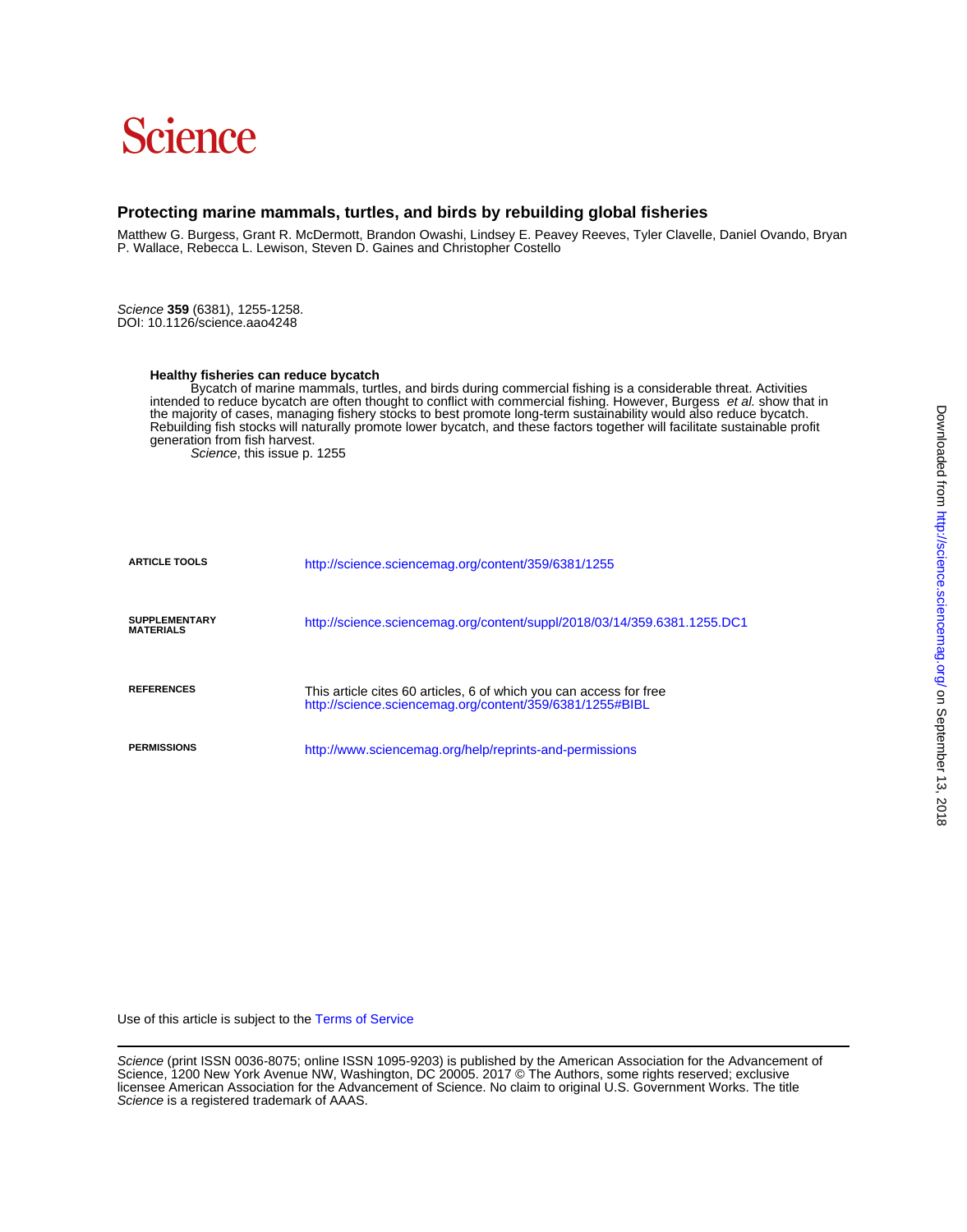# Science

## Protecting marine mammals, turtles, and birds by rebuilding global fisheries

Matthew G. Burgess, Grant R. McDermott, Brandon Owashi, Lindsey E. Peavey Reeves, Tyler Clavelle, Daniel Ovando, Bryan P. Wallace, Rebecca L. Lewison, Steven D. Gaines and Christopher Costello

*Science* **359** (6381), 1255-1258.
DOI: 10.1126/science.aao4248

**Healthy fisheries can reduce bycatch**

Bycatch of marine mammals, turtles, and birds during commercial fishing is a considerable threat. Activities intended to reduce bycatch are often thought to conflict with commercial fishing. However, Burgess *et al.* show that in the majority of cases, managing fishery stocks to best promote long-term sustainability would also reduce bycatch. Rebuilding fish stocks will naturally promote lower bycatch, and these factors together will facilitate sustainable profit generation from fish harvest.

*Science*, this issue p. 1255

| | |
|---|---|
| **ARTICLE TOOLS** | http://science.sciencemag.org/content/359/6381/1255 |
| **SUPPLEMENTARY MATERIALS** | http://science.sciencemag.org/content/suppl/2018/03/14/359.6381.1255.DC1 |
| **REFERENCES** | This article cites 60 articles, 6 of which you can access for free http://science.sciencemag.org/content/359/6381/1255#BIBL |
| **PERMISSIONS** | http://www.sciencemag.org/help/reprints-and-permissions |

Use of this article is subject to the Terms of Service

*Science* (print ISSN 0036-8075; online ISSN 1095-9203) is published by the American Association for the Advancement of Science, 1200 New York Avenue NW, Washington, DC 20005. 2017 © The Authors, some rights reserved; exclusive licensee American Association for the Advancement of Science. No claim to original U.S. Government Works. The title *Science* is a registered trademark of AAAS.